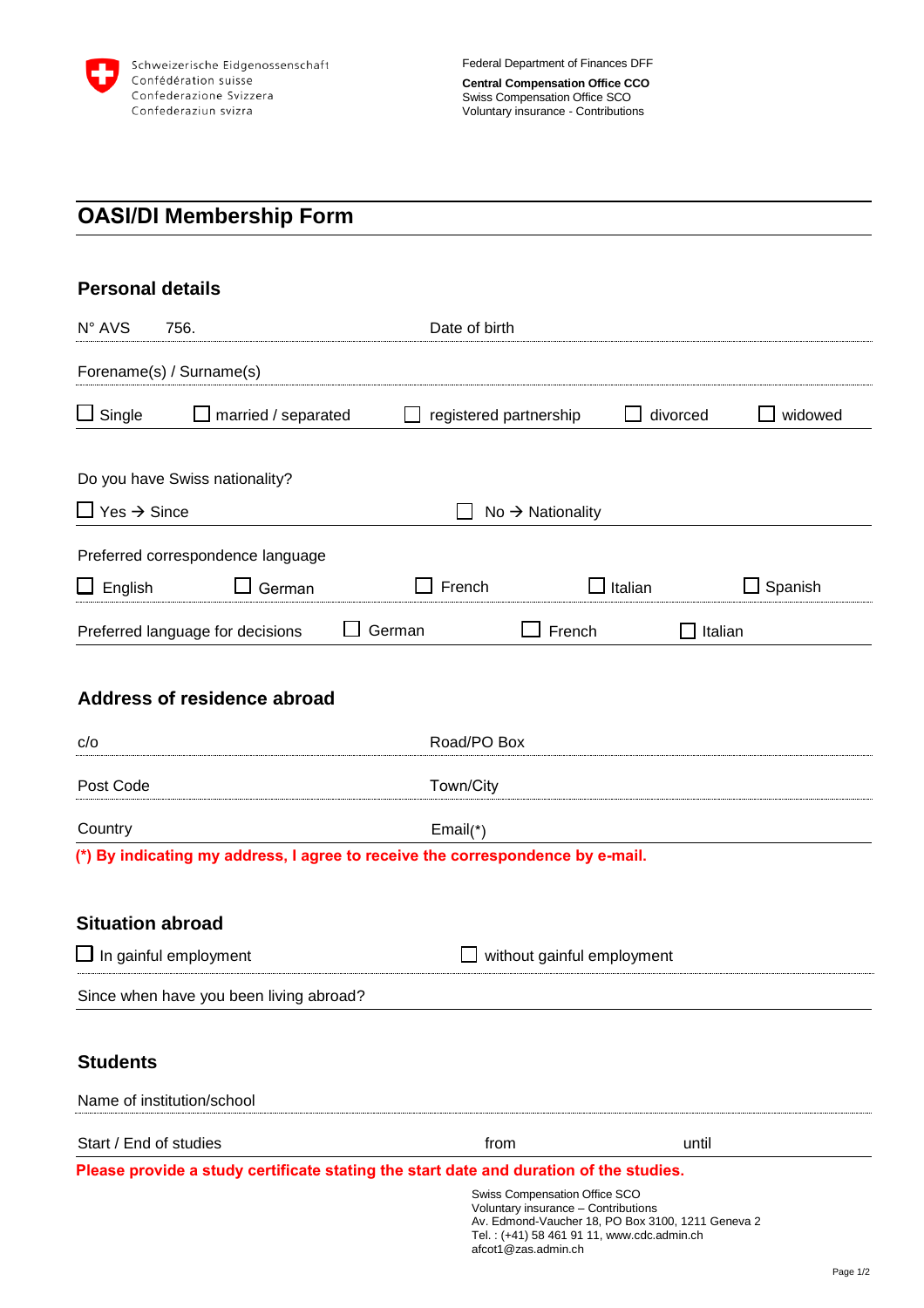Schweizerische Eidgenossenschaft
Confédération suisse
Confederazione Svizzera
Confederaziun svizra

Federal Department of Finances DFF
**Central Compensation Office CCO**
Swiss Compensation Office SCO
Voluntary insurance - Contributions

# OASI/DI Membership Form

## Personal details

N° AVS 756. | Date of birth

Forename(s) / Surname(s)

☐ Single ☐ married / separated ☐ registered partnership ☐ divorced ☐ widowed

Do you have Swiss nationality?

☐ Yes → Since ☐ No → Nationality

Preferred correspondence language

☐ English ☐ German ☐ French ☐ Italian ☐ Spanish

Preferred language for decisions ☐ German ☐ French ☐ Italian

## Address of residence abroad

c/o | Road/PO Box

Post Code | Town/City

Country | Email(*)

**(*) By indicating my address, I agree to receive the correspondence by e-mail.**

## Situation abroad

☐ In gainful employment ☐ without gainful employment

Since when have you been living abroad?

## Students

Name of institution/school

Start / End of studies from until

**Please provide a study certificate stating the start date and duration of the studies.**

Swiss Compensation Office SCO
Voluntary insurance – Contributions
Av. Edmond-Vaucher 18, PO Box 3100, 1211 Geneva 2
Tel. : (+41) 58 461 91 11, www.cdc.admin.ch
afcot1@zas.admin.ch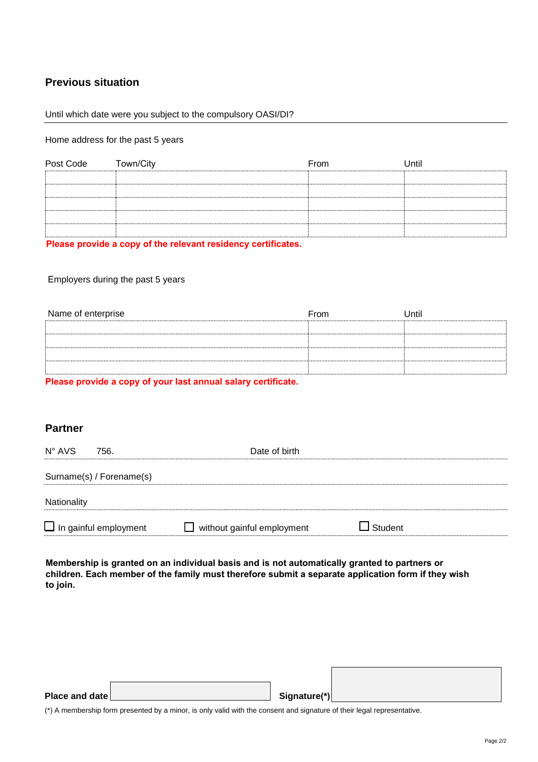## Previous situation

Until which date were you subject to the compulsory OASI/DI?

Home address for the past 5 years

| Post Code | Town/City | From | Until |
|---|---|---|---|
| | | | |
| | | | |
| | | | |
| | | | |
| | | | |

**Please provide a copy of the relevant residency certificates.**

Employers during the past 5 years

| Name of enterprise | From | Until |
|---|---|---|
| | | |
| | | |
| | | |
| | | |

**Please provide a copy of your last annual salary certificate.**

## Partner

N° AVS 756. Date of birth

Surname(s) / Forename(s)

Nationality

☐ In gainful employment ☐ without gainful employment ☐ Student

**Membership is granted on an individual basis and is not automatically granted to partners or children. Each member of the family must therefore submit a separate application form if they wish to join.**

**Place and date** **Signature(*)**

(*) A membership form presented by a minor, is only valid with the consent and signature of their legal representative.